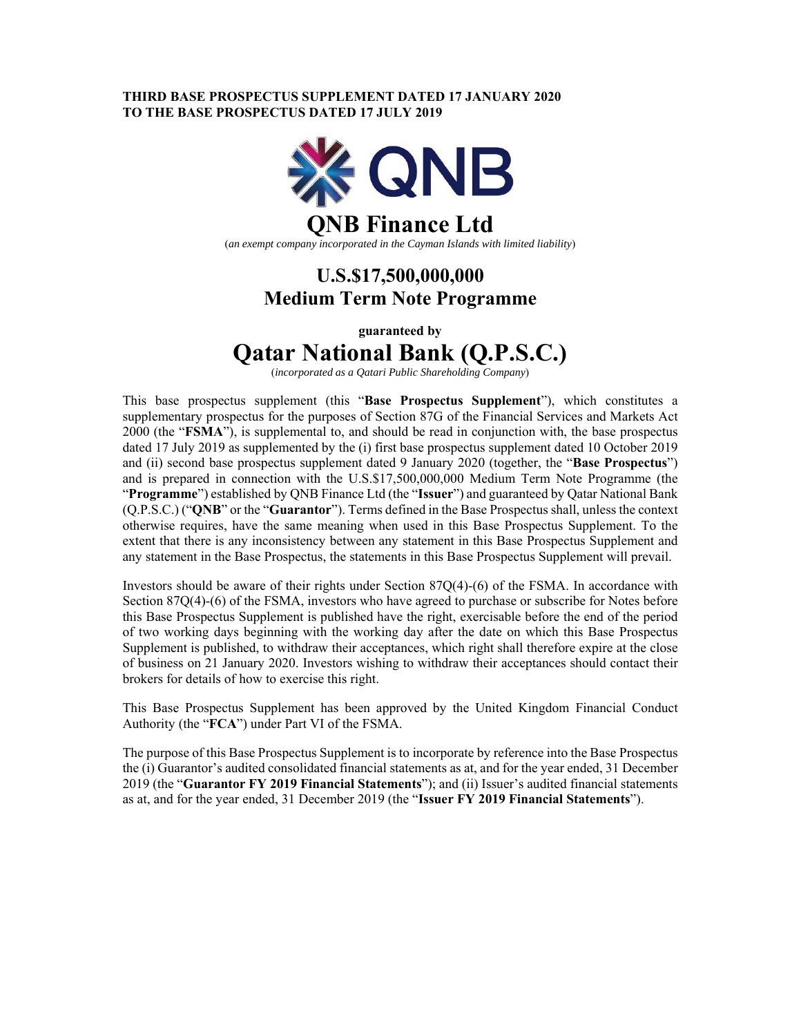**THIRD BASE PROSPECTUS SUPPLEMENT DATED 17 JANUARY 2020**
**TO THE BASE PROSPECTUS DATED 17 JULY 2019**

# QNB Finance Ltd

(*an exempt company incorporated in the Cayman Islands with limited liability*)

## U.S.$17,500,000,000
## Medium Term Note Programme

**guaranteed by**

# Qatar National Bank (Q.P.S.C.)

(*incorporated as a Qatari Public Shareholding Company*)

This base prospectus supplement (this "**Base Prospectus Supplement**"), which constitutes a supplementary prospectus for the purposes of Section 87G of the Financial Services and Markets Act 2000 (the "**FSMA**"), is supplemental to, and should be read in conjunction with, the base prospectus dated 17 July 2019 as supplemented by the (i) first base prospectus supplement dated 10 October 2019 and (ii) second base prospectus supplement dated 9 January 2020 (together, the "**Base Prospectus**") and is prepared in connection with the U.S.$17,500,000,000 Medium Term Note Programme (the "**Programme**") established by QNB Finance Ltd (the "**Issuer**") and guaranteed by Qatar National Bank (Q.P.S.C.) ("**QNB**" or the "**Guarantor**"). Terms defined in the Base Prospectus shall, unless the context otherwise requires, have the same meaning when used in this Base Prospectus Supplement. To the extent that there is any inconsistency between any statement in this Base Prospectus Supplement and any statement in the Base Prospectus, the statements in this Base Prospectus Supplement will prevail.

Investors should be aware of their rights under Section 87Q(4)-(6) of the FSMA. In accordance with Section 87Q(4)-(6) of the FSMA, investors who have agreed to purchase or subscribe for Notes before this Base Prospectus Supplement is published have the right, exercisable before the end of the period of two working days beginning with the working day after the date on which this Base Prospectus Supplement is published, to withdraw their acceptances, which right shall therefore expire at the close of business on 21 January 2020. Investors wishing to withdraw their acceptances should contact their brokers for details of how to exercise this right.

This Base Prospectus Supplement has been approved by the United Kingdom Financial Conduct Authority (the "**FCA**") under Part VI of the FSMA.

The purpose of this Base Prospectus Supplement is to incorporate by reference into the Base Prospectus the (i) Guarantor's audited consolidated financial statements as at, and for the year ended, 31 December 2019 (the "**Guarantor FY 2019 Financial Statements**"); and (ii) Issuer's audited financial statements as at, and for the year ended, 31 December 2019 (the "**Issuer FY 2019 Financial Statements**").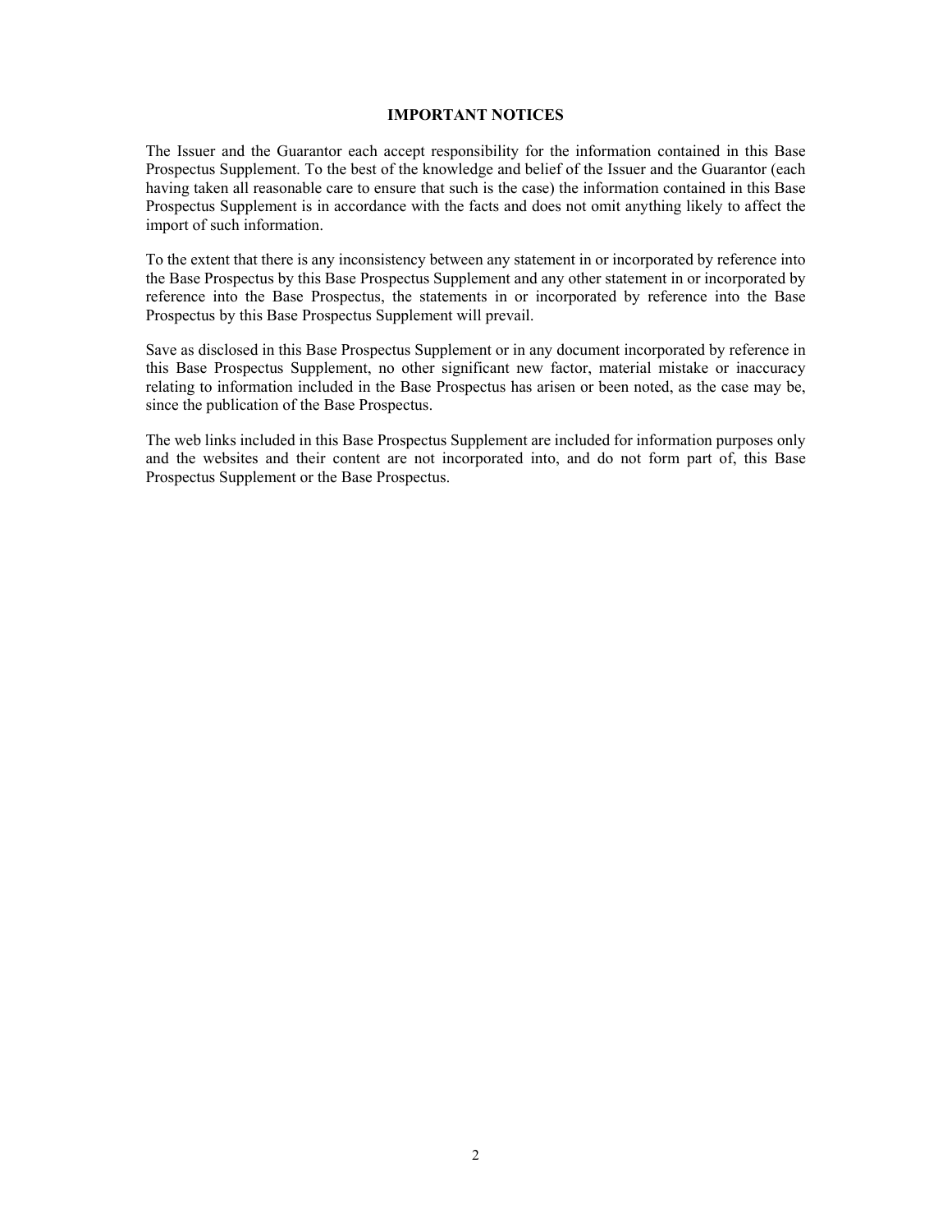## IMPORTANT NOTICES

The Issuer and the Guarantor each accept responsibility for the information contained in this Base Prospectus Supplement. To the best of the knowledge and belief of the Issuer and the Guarantor (each having taken all reasonable care to ensure that such is the case) the information contained in this Base Prospectus Supplement is in accordance with the facts and does not omit anything likely to affect the import of such information.

To the extent that there is any inconsistency between any statement in or incorporated by reference into the Base Prospectus by this Base Prospectus Supplement and any other statement in or incorporated by reference into the Base Prospectus, the statements in or incorporated by reference into the Base Prospectus by this Base Prospectus Supplement will prevail.

Save as disclosed in this Base Prospectus Supplement or in any document incorporated by reference in this Base Prospectus Supplement, no other significant new factor, material mistake or inaccuracy relating to information included in the Base Prospectus has arisen or been noted, as the case may be, since the publication of the Base Prospectus.

The web links included in this Base Prospectus Supplement are included for information purposes only and the websites and their content are not incorporated into, and do not form part of, this Base Prospectus Supplement or the Base Prospectus.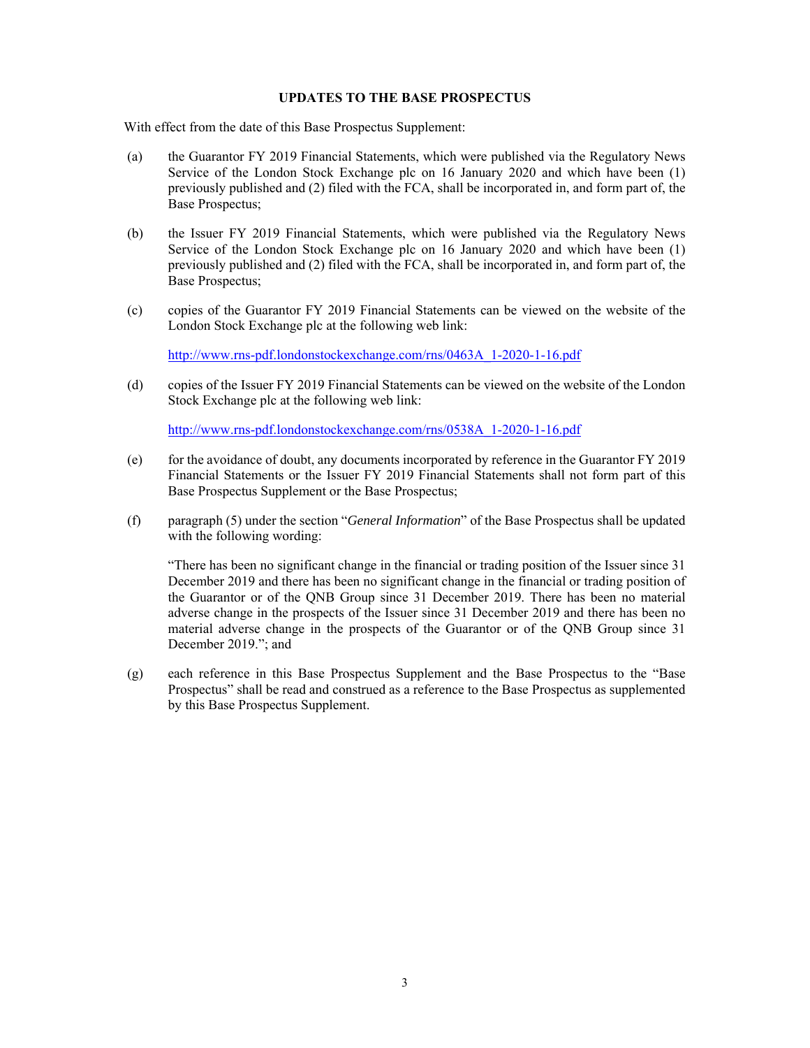## UPDATES TO THE BASE PROSPECTUS

With effect from the date of this Base Prospectus Supplement:

(a) the Guarantor FY 2019 Financial Statements, which were published via the Regulatory News Service of the London Stock Exchange plc on 16 January 2020 and which have been (1) previously published and (2) filed with the FCA, shall be incorporated in, and form part of, the Base Prospectus;

(b) the Issuer FY 2019 Financial Statements, which were published via the Regulatory News Service of the London Stock Exchange plc on 16 January 2020 and which have been (1) previously published and (2) filed with the FCA, shall be incorporated in, and form part of, the Base Prospectus;

(c) copies of the Guarantor FY 2019 Financial Statements can be viewed on the website of the London Stock Exchange plc at the following web link:

http://www.rns-pdf.londonstockexchange.com/rns/0463A_1-2020-1-16.pdf

(d) copies of the Issuer FY 2019 Financial Statements can be viewed on the website of the London Stock Exchange plc at the following web link:

http://www.rns-pdf.londonstockexchange.com/rns/0538A_1-2020-1-16.pdf

(e) for the avoidance of doubt, any documents incorporated by reference in the Guarantor FY 2019 Financial Statements or the Issuer FY 2019 Financial Statements shall not form part of this Base Prospectus Supplement or the Base Prospectus;

(f) paragraph (5) under the section "*General Information*" of the Base Prospectus shall be updated with the following wording:

"There has been no significant change in the financial or trading position of the Issuer since 31 December 2019 and there has been no significant change in the financial or trading position of the Guarantor or of the QNB Group since 31 December 2019. There has been no material adverse change in the prospects of the Issuer since 31 December 2019 and there has been no material adverse change in the prospects of the Guarantor or of the QNB Group since 31 December 2019."; and

(g) each reference in this Base Prospectus Supplement and the Base Prospectus to the "Base Prospectus" shall be read and construed as a reference to the Base Prospectus as supplemented by this Base Prospectus Supplement.